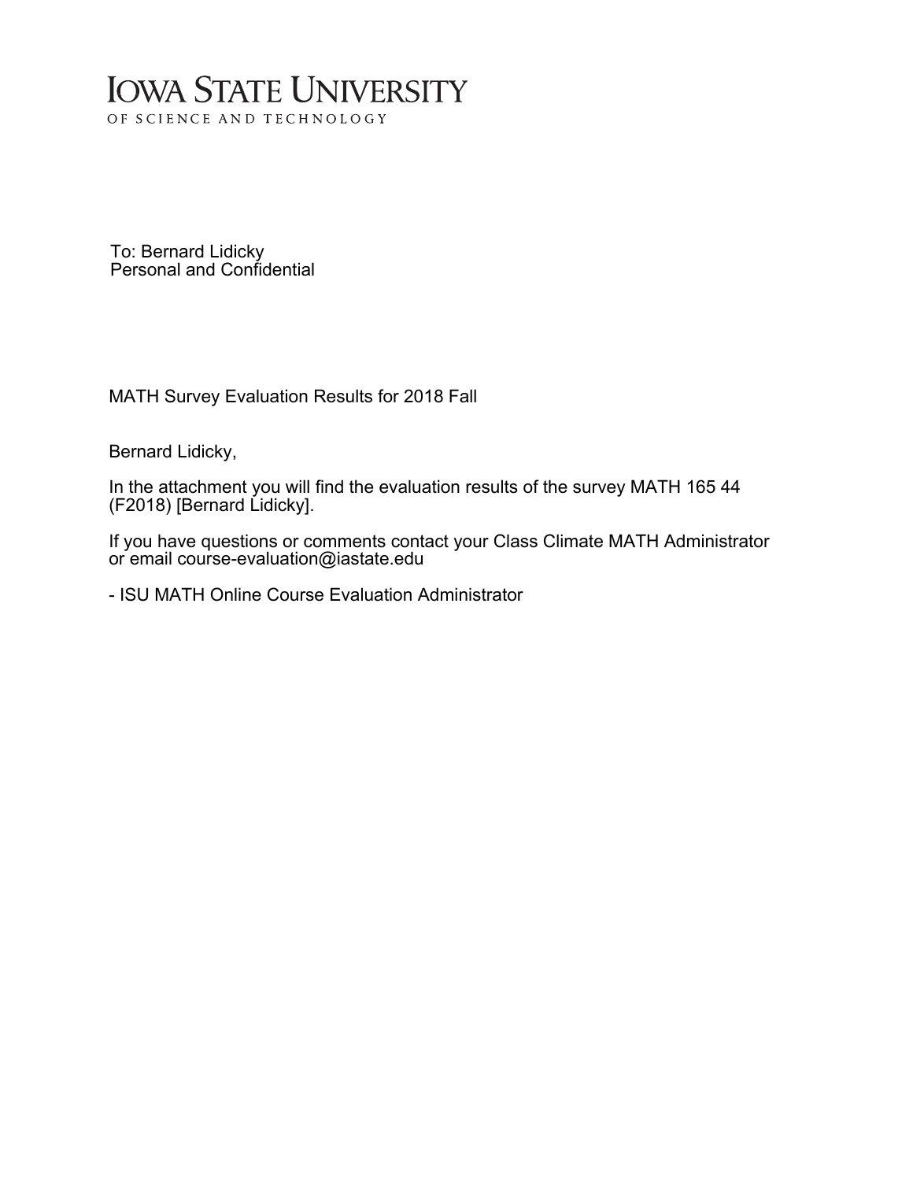# IOWA STATE UNIVERSITY
OF SCIENCE AND TECHNOLOGY

To: Bernard Lidicky
Personal and Confidential

MATH Survey Evaluation Results for 2018 Fall

Bernard Lidicky,

In the attachment you will find the evaluation results of the survey MATH 165 44 (F2018) [Bernard Lidicky].

If you have questions or comments contact your Class Climate MATH Administrator or email course-evaluation@iastate.edu

- ISU MATH Online Course Evaluation Administrator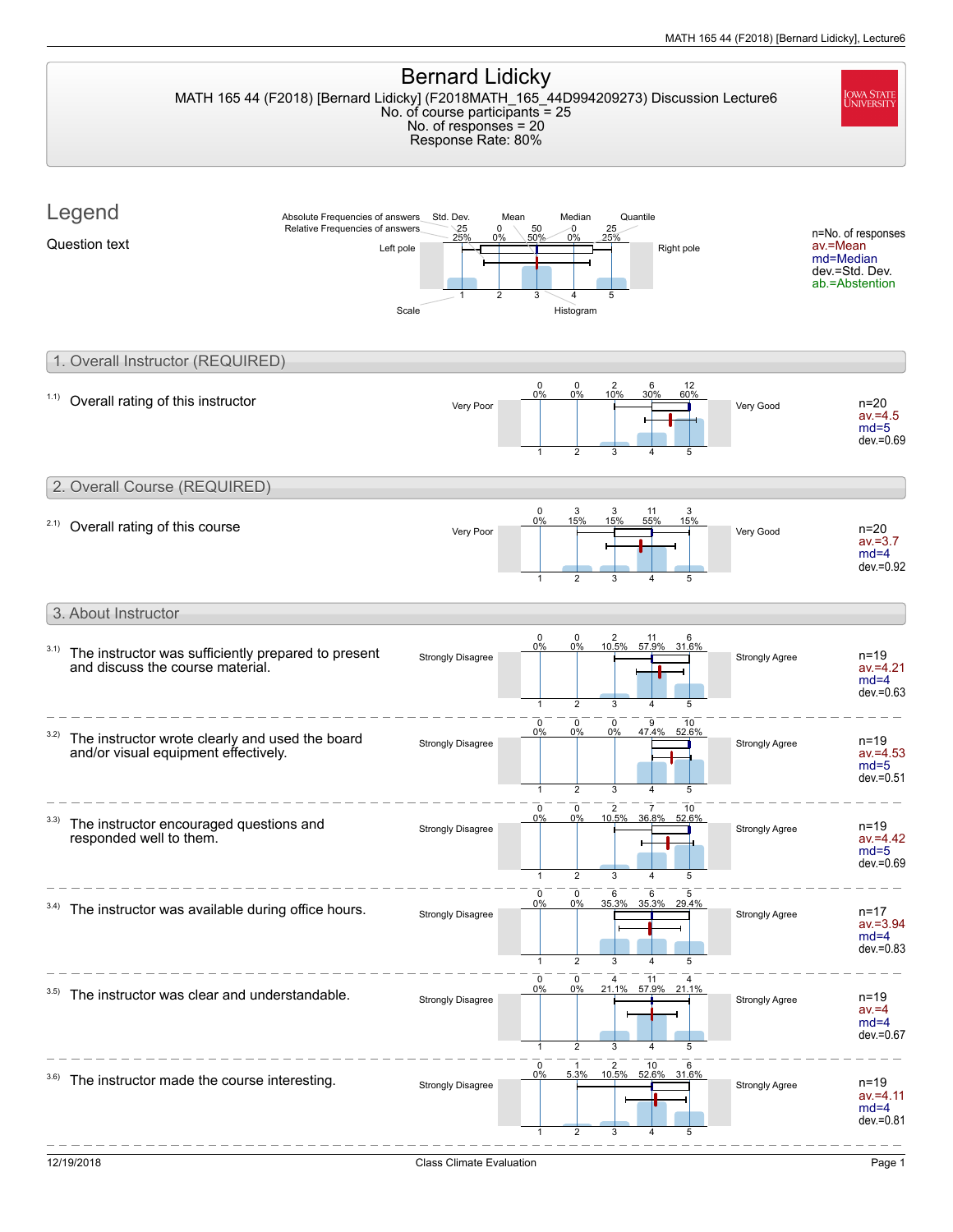# Bernard Lidicky

MATH 165 44 (F2018) [Bernard Lidicky] (F2018MATH_165_44D994209273) Discussion Lecture6
No. of course participants = 25
No. of responses = 20
Response Rate: 80%

## Legend

Question text

Absolute Frequencies of answers
Relative Frequencies of answers
Std. Dev.
Mean
Median
Quantile
25 25%
0 0%
50 50%
0 0%
25 25%
Left pole
Right pole
1 2 3 4 5
Scale
Histogram

n=No. of responses
av.=Mean
md=Median
dev.=Std. Dev.
ab.=Abstention

## 1. Overall Instructor (REQUIRED)

1.1) Overall rating of this instructor

Very Poor — Very Good

0 0%
0 0%
2 10%
6 30%
12 60%
1 2 3 4 5

n=20
av.=4.5
md=5
dev.=0.69

## 2. Overall Course (REQUIRED)

2.1) Overall rating of this course

Very Poor — Very Good

0 0%
3 15%
3 15%
11 55%
3 15%
1 2 3 4 5

n=20
av.=3.7
md=4
dev.=0.92

## 3. About Instructor

3.1) The instructor was sufficiently prepared to present and discuss the course material.

Strongly Disagree — Strongly Agree

0 0%
0 0%
2 10.5%
11 57.9%
6 31.6%
1 2 3 4 5

n=19
av.=4.21
md=4
dev.=0.63

3.2) The instructor wrote clearly and used the board and/or visual equipment effectively.

Strongly Disagree — Strongly Agree

0 0%
0 0%
0 0%
9 47.4%
10 52.6%
1 2 3 4 5

n=19
av.=4.53
md=5
dev.=0.51

3.3) The instructor encouraged questions and responded well to them.

Strongly Disagree — Strongly Agree

0 0%
0 0%
2 10.5%
7 36.8%
10 52.6%
1 2 3 4 5

n=19
av.=4.42
md=5
dev.=0.69

3.4) The instructor was available during office hours.

Strongly Disagree — Strongly Agree

0 0%
0 0%
6 35.3%
6 35.3%
5 29.4%
1 2 3 4 5

n=17
av.=3.94
md=4
dev.=0.83

3.5) The instructor was clear and understandable.

Strongly Disagree — Strongly Agree

0 0%
0 0%
4 21.1%
11 57.9%
4 21.1%
1 2 3 4 5

n=19
av.=4
md=4
dev.=0.67

3.6) The instructor made the course interesting.

Strongly Disagree — Strongly Agree

0 0%
1 5.3%
2 10.5%
10 52.6%
6 31.6%
1 2 3 4 5

n=19
av.=4.11
md=4
dev.=0.81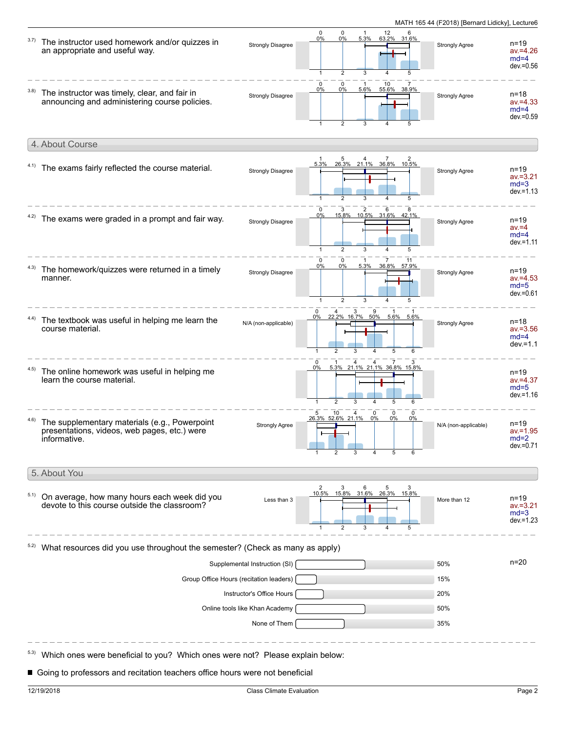3.7) The instructor used homework and/or quizzes in an appropriate and useful way.

Strongly Disagree

0 0% | 0 0% | 1 5.3% | 12 63.2% | 6 31.6%

1 2 3 4 5

Strongly Agree

n=19
av.=4.26
md=4
dev.=0.56

3.8) The instructor was timely, clear, and fair in announcing and administering course policies.

Strongly Disagree

0 0% | 0 0% | 1 5.6% | 10 55.6% | 7 38.9%

1 2 3 4 5

Strongly Agree

n=18
av.=4.33
md=4
dev.=0.59

## 4. About Course

4.1) The exams fairly reflected the course material.

Strongly Disagree

1 5.3% | 5 26.3% | 4 21.1% | 7 36.8% | 2 10.5%

1 2 3 4 5

Strongly Agree

n=19
av.=3.21
md=3
dev.=1.13

4.2) The exams were graded in a prompt and fair way.

Strongly Disagree

0 0% | 3 15.8% | 2 10.5% | 6 31.6% | 8 42.1%

1 2 3 4 5

Strongly Agree

n=19
av.=4
md=4
dev.=1.11

4.3) The homework/quizzes were returned in a timely manner.

Strongly Disagree

0 0% | 0 0% | 1 5.3% | 7 36.8% | 11 57.9%

1 2 3 4 5

Strongly Agree

n=19
av.=4.53
md=5
dev.=0.61

4.4) The textbook was useful in helping me learn the course material.

N/A (non-applicable)

0 0% | 4 22.2% | 3 16.7% | 9 50% | 1 5.6% | 1 5.6%

1 2 3 4 5 6

Strongly Agree

n=18
av.=3.56
md=4
dev.=1.1

4.5) The online homework was useful in helping me learn the course material.

0 0% | 1 5.3% | 4 21.1% | 4 21.1% | 7 36.8% | 3 15.8%

1 2 3 4 5 6

n=19
av.=4.37
md=5
dev.=1.16

4.6) The supplementary materials (e.g., Powerpoint presentations, videos, web pages, etc.) were informative.

Strongly Agree

5 26.3% | 10 52.6% | 4 21.1% | 0 0% | 0 0% | 0 0%

1 2 3 4 5 6

N/A (non-applicable)

n=19
av.=1.95
md=2
dev.=0.71

## 5. About You

5.1) On average, how many hours each week did you devote to this course outside the classroom?

Less than 3

2 10.5% | 3 15.8% | 6 31.6% | 5 26.3% | 3 15.8%

1 2 3 4 5

More than 12

n=19
av.=3.21
md=3
dev.=1.23

5.2) What resources did you use throughout the semester? (Check as many as apply)

n=20

Supplemental Instruction (SI) 50%
Group Office Hours (recitation leaders) 15%
Instructor's Office Hours 20%
Online tools like Khan Academy 50%
None of Them 35%

5.3) Which ones were beneficial to you? Which ones were not? Please explain below:

- Going to professors and recitation teachers office hours were not beneficial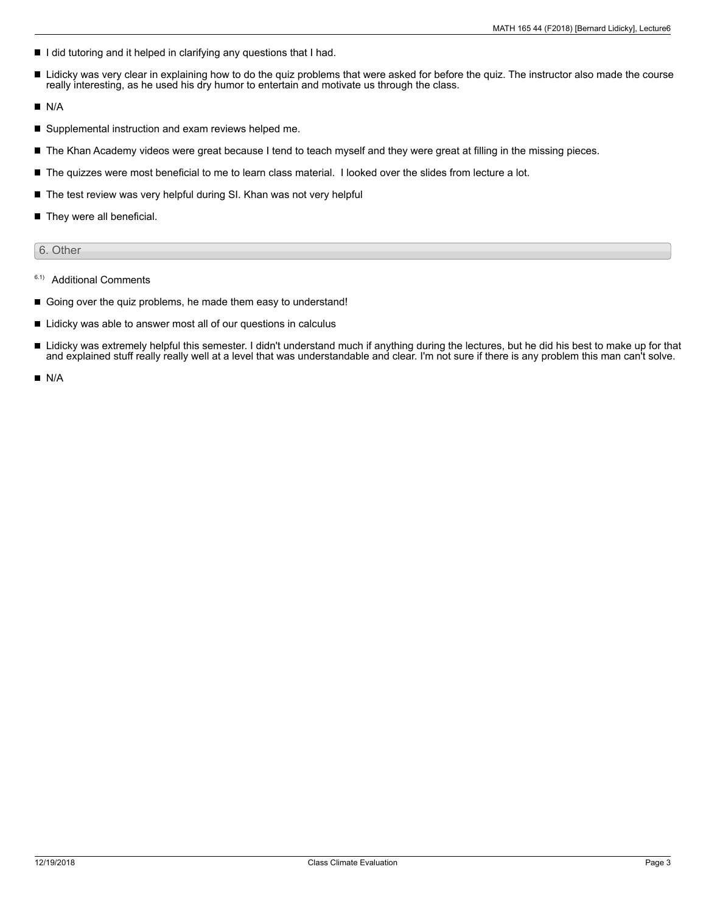- I did tutoring and it helped in clarifying any questions that I had.
- Lidicky was very clear in explaining how to do the quiz problems that were asked for before the quiz. The instructor also made the course really interesting, as he used his dry humor to entertain and motivate us through the class.
- N/A
- Supplemental instruction and exam reviews helped me.
- The Khan Academy videos were great because I tend to teach myself and they were great at filling in the missing pieces.
- The quizzes were most beneficial to me to learn class material.  I looked over the slides from lecture a lot.
- The test review was very helpful during SI. Khan was not very helpful
- They were all beneficial.

## 6. Other

6.1) Additional Comments

- Going over the quiz problems, he made them easy to understand!
- Lidicky was able to answer most all of our questions in calculus
- Lidicky was extremely helpful this semester. I didn't understand much if anything during the lectures, but he did his best to make up for that and explained stuff really really well at a level that was understandable and clear. I'm not sure if there is any problem this man can't solve.
- N/A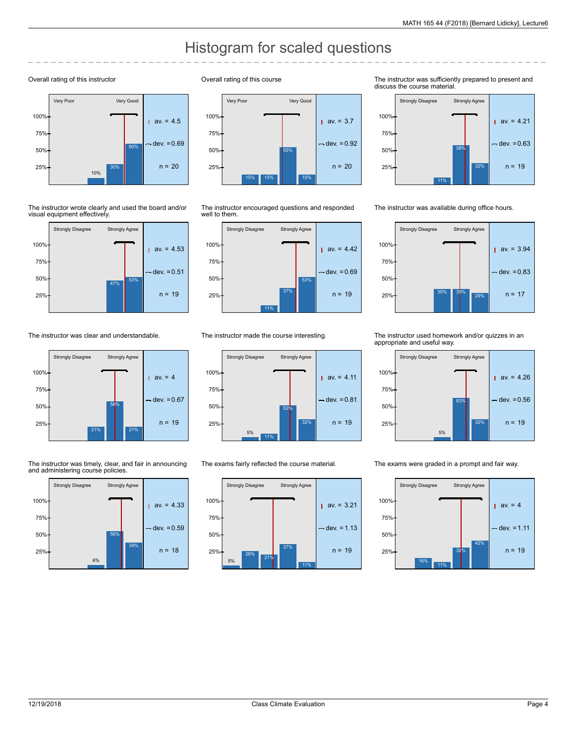# Histogram for scaled questions

Overall rating of this instructor

Very Poor
Very Good
100%
75%
50%
25%
10%
30%
60%
av. = 4.5
dev. = 0.69
n = 20

Overall rating of this course

Very Poor
Very Good
100%
75%
50%
25%
15%
15%
55%
15%
av. = 3.7
dev. = 0.92
n = 20

The instructor was sufficiently prepared to present and discuss the course material.

Strongly Disagree
Strongly Agree
100%
75%
50%
25%
11%
58%
32%
av. = 4.21
dev. = 0.63
n = 19

The instructor wrote clearly and used the board and/or visual equipment effectively.

Strongly Disagree
Strongly Agree
100%
75%
50%
25%
47%
53%
av. = 4.53
dev. = 0.51
n = 19

The instructor encouraged questions and responded well to them.

Strongly Disagree
Strongly Agree
100%
75%
50%
25%
11%
37%
53%
av. = 4.42
dev. = 0.69
n = 19

The instructor was available during office hours.

Strongly Disagree
Strongly Agree
100%
75%
50%
25%
35%
35%
29%
av. = 3.94
dev. = 0.83
n = 17

The instructor was clear and understandable.

Strongly Disagree
Strongly Agree
100%
75%
50%
25%
21%
58%
21%
av. = 4
dev. = 0.67
n = 19

The instructor made the course interesting.

Strongly Disagree
Strongly Agree
100%
75%
50%
25%
5%
11%
53%
32%
av. = 4.11
dev. = 0.81
n = 19

The instructor used homework and/or quizzes in an appropriate and useful way.

Strongly Disagree
Strongly Agree
100%
75%
50%
25%
5%
63%
32%
av. = 4.26
dev. = 0.56
n = 19

The instructor was timely, clear, and fair in announcing and administering course policies.

Strongly Disagree
Strongly Agree
100%
75%
50%
25%
6%
56%
39%
av. = 4.33
dev. = 0.59
n = 18

The exams fairly reflected the course material.

Strongly Disagree
Strongly Agree
100%
75%
50%
25%
5%
26%
21%
37%
11%
av. = 3.21
dev. = 1.13
n = 19

The exams were graded in a prompt and fair way.

Strongly Disagree
Strongly Agree
100%
75%
50%
25%
16%
11%
32%
42%
av. = 4
dev. = 1.11
n = 19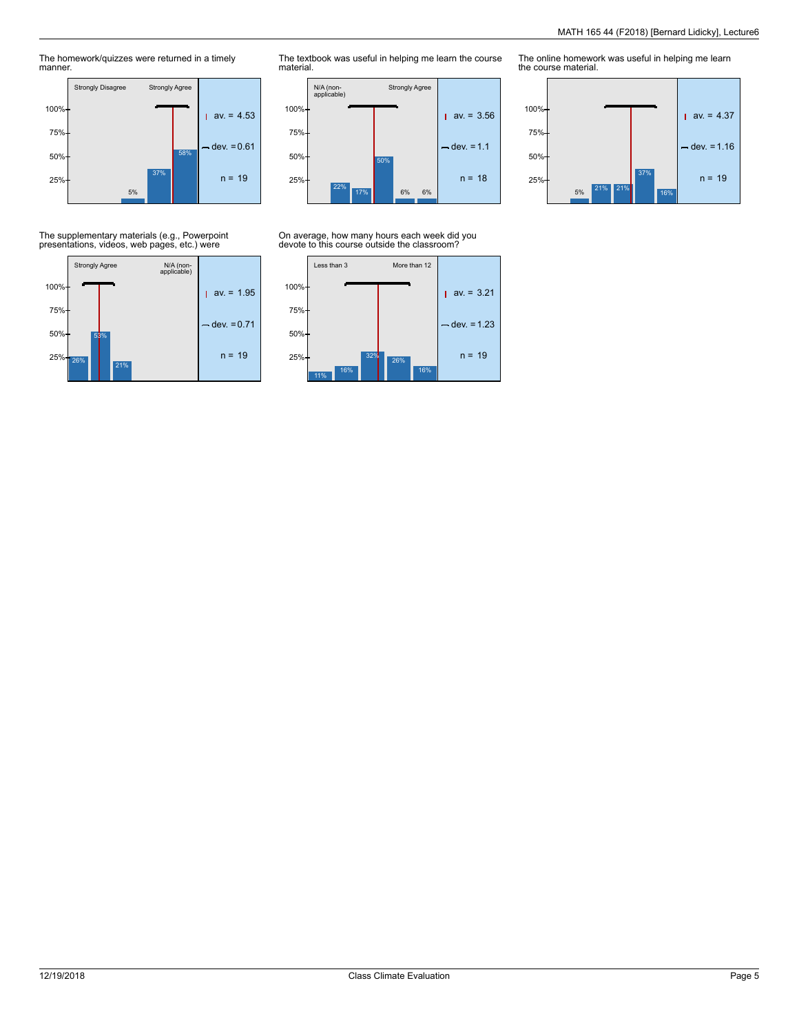The homework/quizzes were returned in a timely manner.

Strongly Disagree — Strongly Agree

| | 1 | 2 | 3 | 4 | 5 |
|---|---|---|---|---|---|
| % | | | 5% | 37% | 58% |

av. = 4.53
dev. = 0.61
n = 19

The textbook was useful in helping me learn the course material.

N/A (non-applicable) — Strongly Agree

| | | | | | |
|---|---|---|---|---|---|
| % | 22% | 17% | 50% | 6% | 6% |

av. = 3.56
dev. = 1.1
n = 18

The online homework was useful in helping me learn the course material.

| | | | | | |
|---|---|---|---|---|---|
| % | 5% | 21% | 21% | 37% | 16% |

av. = 4.37
dev. = 1.16
n = 19

The supplementary materials (e.g., Powerpoint presentations, videos, web pages, etc.) were

Strongly Agree — N/A (non-applicable)

| | | | | | |
|---|---|---|---|---|---|
| % | 26% | 53% | 21% | | |

av. = 1.95
dev. = 0.71
n = 19

On average, how many hours each week did you devote to this course outside the classroom?

Less than 3 — More than 12

| | | | | | |
|---|---|---|---|---|---|
| % | 11% | 16% | 32% | 26% | 16% |

av. = 3.21
dev. = 1.23
n = 19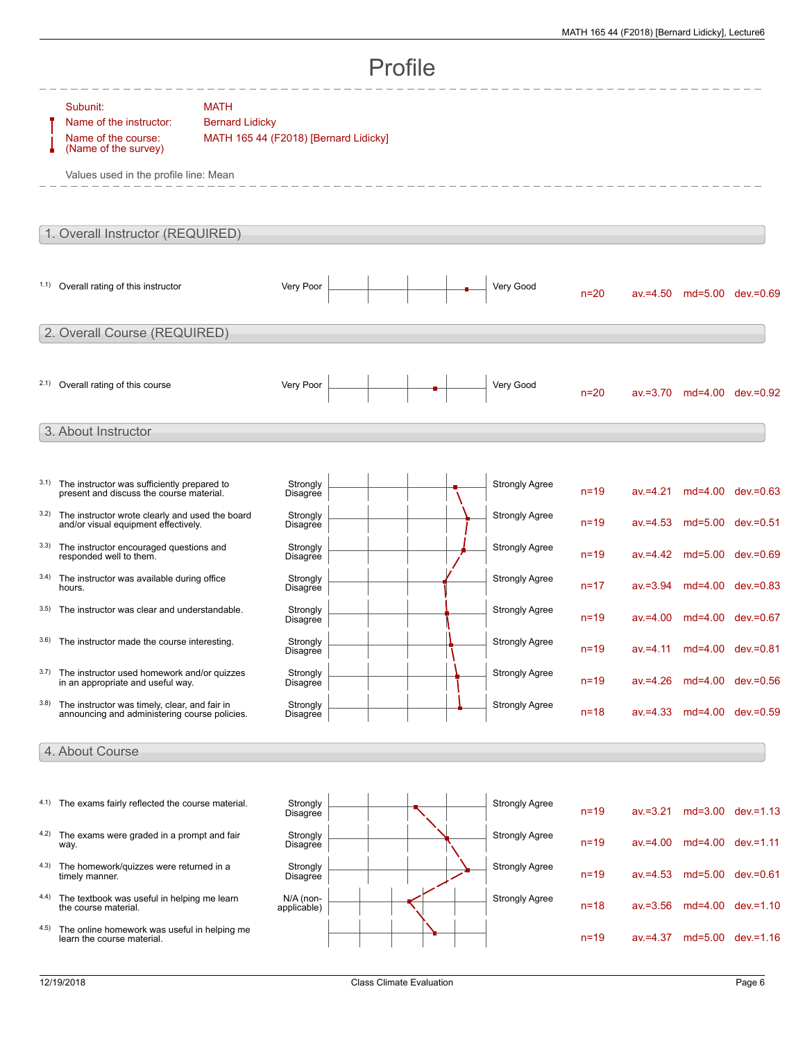# Profile

Subunit: MATH

Name of the instructor: Bernard Lidicky

Name of the course: (Name of the survey) MATH 165 44 (F2018) [Bernard Lidicky]

Values used in the profile line: Mean

## 1. Overall Instructor (REQUIRED)

1.1) Overall rating of this instructor

Very Poor — Very Good

n=20 av.=4.50 md=5.00 dev.=0.69

## 2. Overall Course (REQUIRED)

2.1) Overall rating of this course

Very Poor — Very Good

n=20 av.=3.70 md=4.00 dev.=0.92

## 3. About Instructor

3.1) The instructor was sufficiently prepared to present and discuss the course material.

Strongly Disagree — Strongly Agree

n=19 av.=4.21 md=4.00 dev.=0.63

3.2) The instructor wrote clearly and used the board and/or visual equipment effectively.

Strongly Disagree — Strongly Agree

n=19 av.=4.53 md=5.00 dev.=0.51

3.3) The instructor encouraged questions and responded well to them.

Strongly Disagree — Strongly Agree

n=19 av.=4.42 md=5.00 dev.=0.69

3.4) The instructor was available during office hours.

Strongly Disagree — Strongly Agree

n=17 av.=3.94 md=4.00 dev.=0.83

3.5) The instructor was clear and understandable.

Strongly Disagree — Strongly Agree

n=19 av.=4.00 md=4.00 dev.=0.67

3.6) The instructor made the course interesting.

Strongly Disagree — Strongly Agree

n=19 av.=4.11 md=4.00 dev.=0.81

3.7) The instructor used homework and/or quizzes in an appropriate and useful way.

Strongly Disagree — Strongly Agree

n=19 av.=4.26 md=4.00 dev.=0.56

3.8) The instructor was timely, clear, and fair in announcing and administering course policies.

Strongly Disagree — Strongly Agree

n=18 av.=4.33 md=4.00 dev.=0.59

## 4. About Course

4.1) The exams fairly reflected the course material.

Strongly Disagree — Strongly Agree

n=19 av.=3.21 md=3.00 dev.=1.13

4.2) The exams were graded in a prompt and fair way.

Strongly Disagree — Strongly Agree

n=19 av.=4.00 md=4.00 dev.=1.11

4.3) The homework/quizzes were returned in a timely manner.

Strongly Disagree — Strongly Agree

n=19 av.=4.53 md=5.00 dev.=0.61

4.4) The textbook was useful in helping me learn the course material.

N/A (non-applicable) — Strongly Agree

n=18 av.=3.56 md=4.00 dev.=1.10

4.5) The online homework was useful in helping me learn the course material.

n=19 av.=4.37 md=5.00 dev.=1.16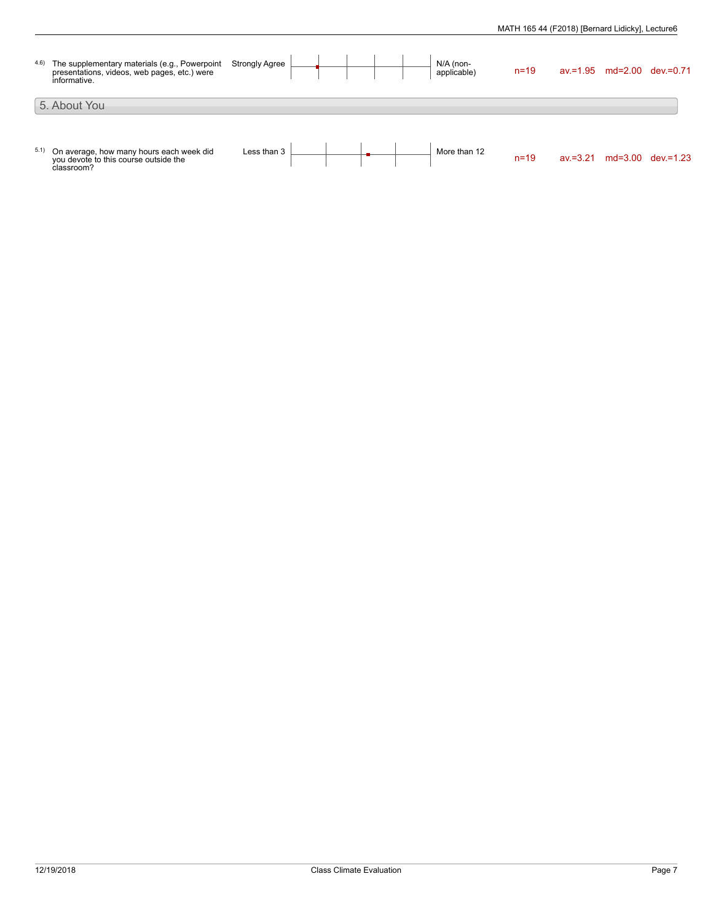4.6) The supplementary materials (e.g., Powerpoint presentations, videos, web pages, etc.) were informative.

Strongly Agree — N/A (non-applicable)

n=19 av.=1.95 md=2.00 dev.=0.71

## 5. About You

5.1) On average, how many hours each week did you devote to this course outside the classroom?

Less than 3 — More than 12

n=19 av.=3.21 md=3.00 dev.=1.23